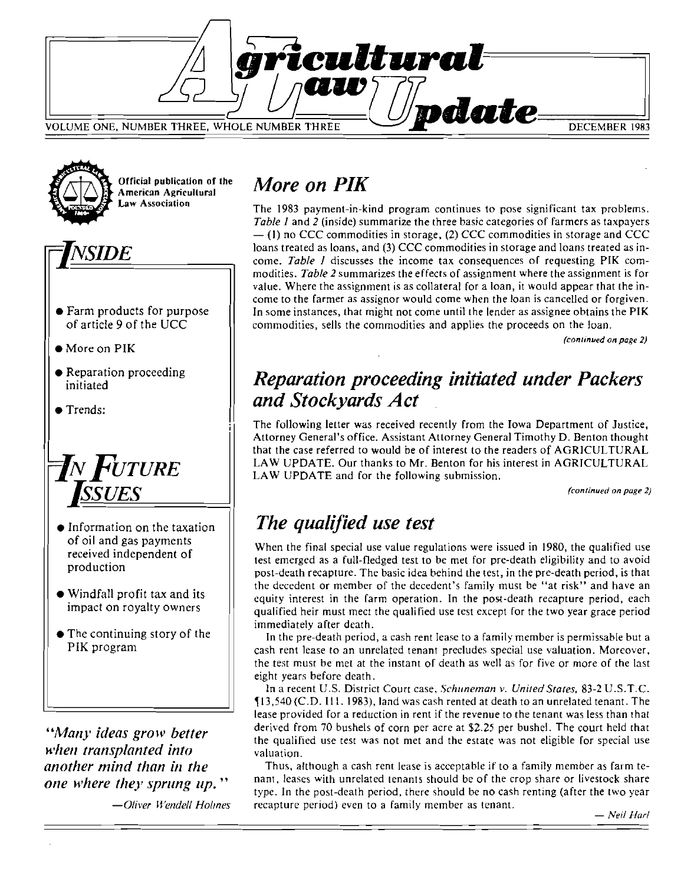# Agricultural Law Update

VOLUME ONE, NUMBER THREE, WHOLE NUMBER THREE — DECEMBER 1983

Official publication of the American Agricultural Law Association

## INSIDE

- Farm products for purpose of article 9 of the UCC
- More on PIK
- Reparation proceeding initiated
- Trends:

## IN FUTURE ISSUES

- Information on the taxation of oil and gas payments received independent of production
- Windfall profit tax and its impact on royalty owners
- The continuing story of the PIK program

*"Many ideas grow better when transplanted into another mind than in the one where they sprung up."*

*—Oliver Wendell Holmes*

## More on PIK

The 1983 payment-in-kind program continues to pose significant tax problems. *Table 1* and *2* (inside) summarize the three basic categories of farmers as taxpayers — (1) no CCC commodities in storage, (2) CCC commodities in storage and CCC loans treated as loans, and (3) CCC commodities in storage and loans treated as income. *Table 1* discusses the income tax consequences of requesting PIK commodities. *Table 2* summarizes the effects of assignment where the assignment is for value. Where the assignment is as collateral for a loan, it would appear that the income to the farmer as assignor would come when the loan is cancelled or forgiven. In some instances, that might not come until the lender as assignee obtains the PIK commodities, sells the commodities and applies the proceeds on the loan.

*(continued on page 2)*

## Reparation proceeding initiated under Packers and Stockyards Act

The following letter was received recently from the Iowa Department of Justice, Attorney General's office. Assistant Attorney General Timothy D. Benton thought that the case referred to would be of interest to the readers of AGRICULTURAL LAW UPDATE. Our thanks to Mr. Benton for his interest in AGRICULTURAL LAW UPDATE and for the following submission.

*(continued on page 2)*

## The qualified use test

When the final special use value regulations were issued in 1980, the qualified use test emerged as a full-fledged test to be met for pre-death eligibility and to avoid post-death recapture. The basic idea behind the test, in the pre-death period, is that the decedent or member of the decedent's family must be "at risk" and have an equity interest in the farm operation. In the post-death recapture period, each qualified heir must meet the qualified use test except for the two year grace period immediately after death.

In the pre-death period, a cash rent lease to a family member is permissable but a cash rent lease to an unrelated tenant precludes special use valuation. Moreover, the test must be met at the instant of death as well as for five or more of the last eight years before death.

In a recent U.S. District Court case, *Schuneman v. United States*, 83-2 U.S.T.C. ¶13,540 (C.D. Ill. 1983), land was cash rented at death to an unrelated tenant. The lease provided for a reduction in rent if the revenue to the tenant was less than that derived from 70 bushels of corn per acre at $2.25 per bushel. The court held that the qualified use test was not met and the estate was not eligible for special use valuation.

Thus, although a cash rent lease is acceptable if to a family member as farm tenant, leases with unrelated tenants should be of the crop share or livestock share type. In the post-death period, there should be no cash renting (after the two year recapture period) even to a family member as tenant.

— *Neil Harl*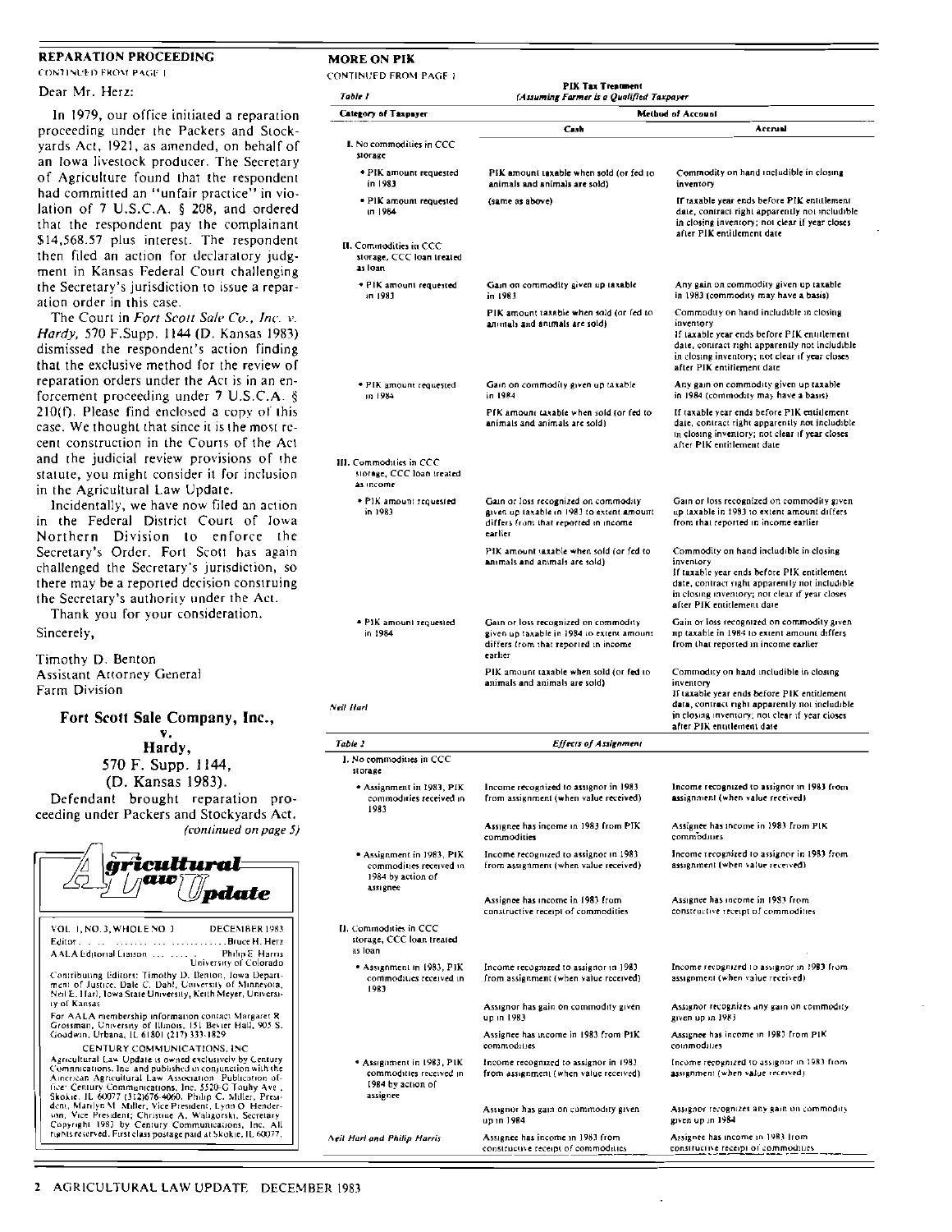## REPARATION PROCEEDING

CONTINUED FROM PAGE 1

Dear Mr. Herz:

In 1979, our office initiated a reparation proceeding under the Packers and Stockyards Act, 1921, as amended, on behalf of an Iowa livestock producer. The Secretary of Agriculture found that the respondent had committed an "unfair practice" in violation of 7 U.S.C.A. § 208, and ordered that the respondent pay the complainant $14,568.57 plus interest. The respondent then filed an action for declaratory judgment in Kansas Federal Court challenging the Secretary's jurisdiction to issue a reparation order in this case.

The Court in *Fort Scott Sale Co., Inc. v. Hardy*, 570 F.Supp. 1144 (D. Kansas 1983) dismissed the respondent's action finding that the exclusive method for the review of reparation orders under the Act is in an enforcement proceeding under 7 U.S.C.A. § 210(f). Please find enclosed a copy of this case. We thought that since it is the most recent construction in the Courts of the Act and the judicial review provisions of the statute, you might consider it for inclusion in the Agricultural Law Update.

Incidentally, we have now filed an action in the Federal District Court of Iowa Northern Division to enforce the Secretary's Order. Fort Scott has again challenged the Secretary's jurisdiction, so there may be a reported decision construing the Secretary's authority under the Act.

Thank you for your consideration.

Sincerely,

Timothy D. Benton
Assistant Attorney General
Farm Division

### Fort Scott Sale Company, Inc., v. Hardy, 570 F. Supp. 1144, (D. Kansas 1983).

Defendant brought reparation proceeding under Packers and Stockyards Act.

*(continued on page 5)*

**Agricultural Law Update**

VOL. 1, NO. 3, WHOLE NO. 3 DECEMBER 1983

Editor . . . . . . . . . . . . . . . . Bruce H. Herz

AALA Editorial Liaison . . . . . . . Philip E. Harris
University of Colorado

Contributing Editors: Timothy D. Benton, Iowa Department of Justice; Dale C. Dahl, University of Minnesota; Neil E. Harl, Iowa State University; Keith Meyer, University of Kansas

For AALA membership information contact Margaret R. Grossman, University of Illinois, 151 Bevier Hall, 905 S. Goodwin, Urbana, IL 61801 (217) 333-1829

CENTURY COMMUNICATIONS, INC

Agricultural Law Update is owned exclusively by Century Communications, Inc. and published in conjunction with the American Agricultural Law Association. Publication office: Century Communications, Inc. 5520-G Touhy Ave., Skokie, IL 60077 (312)676-4060. Philip C. Miller, President; Marilyn M. Miller, Vice President; Lynn O. Henderson, Vice President; Christine A. Walsgorski, Secretary. Copyright 1983 by Century Communications, Inc. All rights reserved. First class postage paid at Skokie, IL 60077.

## MORE ON PIK

CONTINUED FROM PAGE 1

*Table 1* — PIK Tax Treatment (Assuming Farmer is a Qualified Taxpayer)

| Category of Taxpayer | Method of Account: Cash | Method of Account: Accrual |
|---|---|---|
| **I. No commodities in CCC storage** | | |
| • PIK amount requested in 1983 | PIK amount taxable when sold (or fed to animals and animals are sold) | Commodity on hand includible in closing inventory |
| • PIK amount requested in 1984 | (same as above) | If taxable year ends before PIK entitlement date, contract right apparently not includible in closing inventory; not clear if year closes after PIK entitlement date |
| **II. Commodities in CCC storage, CCC loan treated as loan** | | |
| • PIK amount requested in 1983 | Gain on commodity given up taxable in 1983 | Any gain on commodity given up taxable in 1983 (commodity may have a basis) |
| | PIK amount taxable when sold (or fed to animals and animals are sold) | Commodity on hand includible in closing inventory. If taxable year ends before PIK entitlement date, contract right apparently not includible in closing inventory; not clear if year closes after PIK entitlement date |
| • PIK amount requested in 1984 | Gain on commodity given up taxable in 1984 | Any gain on commodity given up taxable in 1984 (commodity may have a basis) |
| | PIK amount taxable when sold (or fed to animals and animals are sold) | If taxable year ends before PIK entitlement date, contract right apparently not includible in closing inventory; not clear if year closes after PIK entitlement date |
| **III. Commodities in CCC storage, CCC loan treated as income** | | |
| • PIK amount requested in 1983 | Gain or loss recognized on commodity given up taxable in 1983 to extent amount differs from that reported in income earlier | Gain or loss recognized on commodity given up taxable in 1983 to extent amount differs from that reported in income earlier |
| | PIK amount taxable when sold (or fed to animals and animals are sold) | Commodity on hand includible in closing inventory. If taxable year ends before PIK entitlement date, contract right apparently not includible in closing inventory; not clear if year closes after PIK entitlement date |
| • PIK amount requested in 1984 | Gain or loss recognized on commodity given up taxable in 1984 to extent amount differs from that reported in income earlier | Gain or loss recognized on commodity given up taxable in 1984 to extent amount differs from that reported in income earlier |
| | PIK amount taxable when sold (or fed to animals and animals are sold) | Commodity on hand includible in closing inventory. If taxable year ends before PIK entitlement date, contract right apparently not includible in closing inventory; not clear if year closes after PIK entitlement date |

*Neil Harl*

*Table 2* — Effects of Assignment

| Category of Taxpayer | Cash | Accrual |
|---|---|---|
| **I. No commodities in CCC storage** | | |
| • Assignment in 1983, PIK commodities received in 1983 | Income recognized to assignor in 1983 from assignment (when value received) | Income recognized to assignor in 1983 from assignment (when value received) |
| | Assignee has income in 1983 from PIK commodities | Assignee has income in 1983 from PIK commodities |
| • Assignment in 1983, PIK commodities received in 1984 by action of assignee | Income recognized to assignor in 1983 from assignment (when value received) | Income recognized to assignor in 1983 from assignment (when value received) |
| | Assignee has income in 1983 from constructive receipt of commodities | Assignee has income in 1983 from constructive receipt of commodities |
| **II. Commodities in CCC storage, CCC loan treated as loan** | | |
| • Assignment in 1983, PIK commodities received in 1983 | Income recognized to assignor in 1983 from assignment (when value received) | Income recognized to assignor in 1983 from assignment (when value received) |
| | Assignor has gain on commodity given up in 1983 | Assignor recognizes any gain on commodity given up in 1983 |
| | Assignee has income in 1983 from PIK commodities | Assignee has income in 1983 from PIK commodities |
| • Assignment in 1983, PIK commodities received in 1984 by action of assignee | Income recognized to assignor in 1983 from assignment (when value received) | Income recognized to assignor in 1983 from assignment (when value received) |
| | Assignor has gain on commodity given up in 1984 | Assignor recognizes any gain on commodity given up in 1984 |
| | Assignee has income in 1983 from constructive receipt of commodities | Assignee has income in 1983 from constructive receipt of commodities |

*Neil Harl and Philip Harris*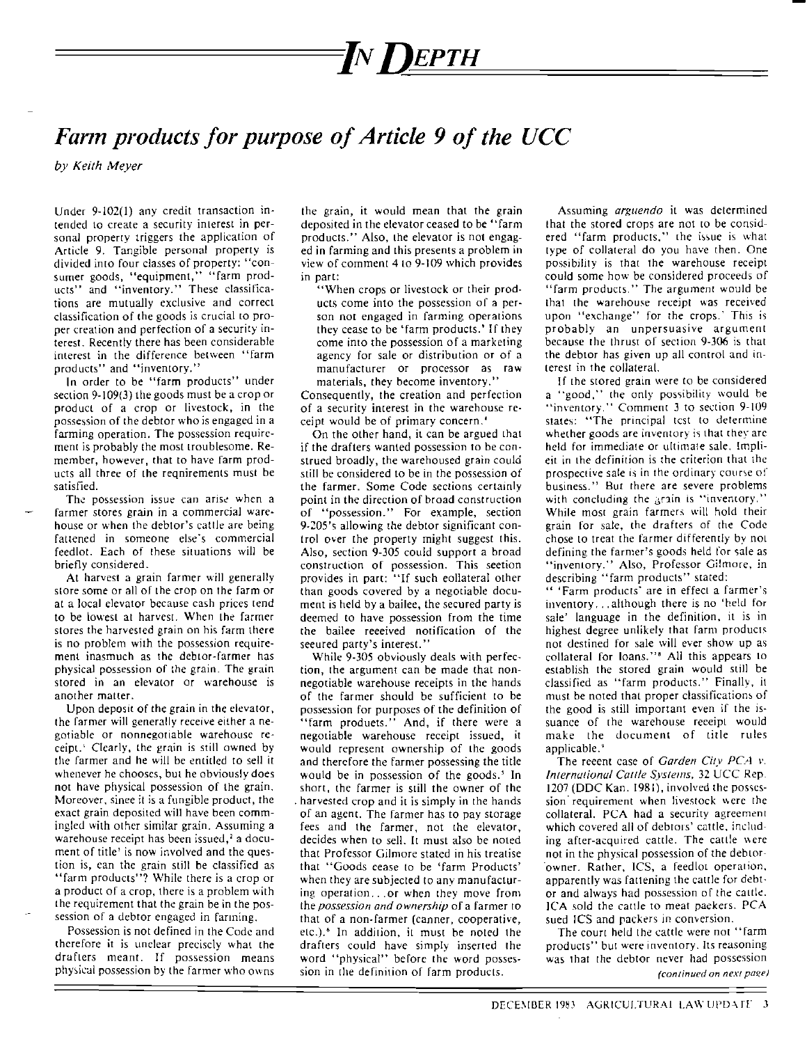# *In Depth*

## *Farm products for purpose of Article 9 of the UCC*

*by Keith Meyer*

Under 9-102(1) any credit transaction intended to create a security interest in personal property triggers the application of Article 9. Tangible personal property is divided into four classes of property: "consumer goods, "equipment," "farm products" and "inventory." These classifications are mutually exclusive and correct classification of the goods is crucial to proper creation and perfection of a security interest. Recently there has been considerable interest in the difference between "farm products" and "inventory."

In order to be "farm products" under section 9-109(3) the goods must be a crop or product of a crop or livestock, in the possession of the debtor who is engaged in a farming operation. The possession requirement is probably the most troublesome. Remember, however, that to have farm products all three of the reqnirements must be satisfied.

The possession issue can arise when a farmer stores grain in a commercial warehouse or when the debtor's cattle are being fattened in someone else's commercial feedlot. Each of these situations will be briefly considered.

At harvest a grain farmer will generally store some or all of the crop on the farm or at a local elevator because cash prices tend to be lowest at harvest. When the farmer stores the harvested grain on his farm there is no problem with the possession requirement inasmuch as the debtor-farmer has physical possession of the grain. The grain stored in an elevator or warehouse is another matter.

Upon deposit of the grain in the elevator, the farmer will generally receive either a negotiable or nonnegotiable warehouse receipt.[1] Clearly, the grain is still owned by the farmer and he will be entitled to sell it whenever he chooses, but he obviously does not have physical possession of the grain. Moreover, since it is a fungible product, the exact grain deposited will have been commingled with other similar grain. Assuming a warehouse receipt has been issued,[2] a document of title[3] is now involved and the question is, can the grain still be classified as "farm products"? While there is a crop or a product of a crop, there is a problem with the requirement that the grain be in the possession of a debtor engaged in farming.

Possession is not defined in the Code and therefore it is unclear precisely what the drafters meant. If possession means physical possession by the farmer who owns the grain, it would mean that the grain deposited in the elevator ceased to be "farm products." Also, the elevator is not engaged in farming and this presents a problem in view of comment 4 to 9-109 which provides in part:

> "When crops or livestock or their products come into the possession of a person not engaged in farming operations they cease to be 'farm products.' If they come into the possession of a marketing agency for sale or distribution or of a manufacturer or processor as raw materials, they become inventory."

Consequently, the creation and perfection of a security interest in the warehouse receipt would be of primary concern.[4]

On the other hand, it can be argued that if the drafters wanted possession to be construed broadly, the warehoused grain could still be considered to be in the possession of the farmer. Some Code sections certainly point in the direction of broad construction of "possession." For example, section 9-205's allowing the debtor significant control over the property might suggest this. Also, section 9-305 could support a broad construction of possession. This seetion provides in part: "If such eollateral other than goods covered by a negotiable document is held by a bailee, the secured party is deemed to have possession from the time the bailee reeeived notification of the seeured party's interest."

While 9-305 obviously deals with perfection, the argument can be made that nonnegotiable warehouse receipts in the hands of the farmer should be sufficient to be possession for purposes of the definition of "farm produets." And, if there were a negotiable warehouse receipt issued, it would represent ownership of the goods and therefore the farmer possessing the title would be in possession of the goods.[5] In short, the farmer is still the owner of the harvested crop and it is simply in the hands of an agent. The farmer has to pay storage fees and the farmer, not the elevator, decides when to sell. It must also be noted that Professor Gilmore stated in his treatise that "Goods cease to be 'farm Products' when they are subjected to any manufacturing operation. . .or when they move from the *possession and ownership* of a farmer to that of a non-farmer (canner, cooperative, etc.).[6] In addition, it must be noted the drafters could have simply inserted the word "physical" before the word possession in the definition of farm products.

Assuming *arguendo* it was determined that the stored crops are not to be considered "farm products," the issue is what type of collateral do you have then. One possibility is that the warehouse receipt could some how be considered proceeds of "farm products." The argument would be that the warehouse receipt was received upon "exchange" for the crops.[7] This is probably an unpersuasive argument because the thrust of section 9-306 is that the debtor has given up all control and interest in the collateral.

If the stored grain were to be considered a "good," the only possibility would be "inventory." Comment 3 to section 9-109 states: "The principal test to determine whether goods are inventory is that they are held for immediate or ultimate sale. Implicit in the definition is the criterion that the prospective sale is in the ordinary course of business." But there are severe problems with concluding the grain is "inventory." While most grain farmers will hold their grain for sale, the drafters of the Code chose to treat the farmer differently by not defining the farmer's goods held for sale as "inventory." Also, Professor Gilmore, in describing "farm products" stated:

> " 'Farm products' are in effect a farmer's inventory. . .although there is no 'held for sale' language in the definition, it is in highest degree unlikely that farm products not destined for sale will ever show up as collateral for loans."[8]

All this appears to establish the stored grain would still be classified as "farm products." Finally, it must be noted that proper classifications of the good is still important even if the issuance of the warehouse receipt would make the document of title rules applicable.[9]

The recent case of *Garden City PCA v. International Cattle Systems*, 32 UCC Rep. 1207 (DDC Kan. 1981), involved the possession requirement when livestock were the collateral. PCA had a security agreement which covered all of debtors' cattle, including after-acquired cattle. The cattle were not in the physical possession of the debtor-owner. Rather, ICS, a feedlot operation, apparently was fattening the cattle for debtor and always had possession of the cattle. ICA sold the cattle to meat packers. PCA sued ICS and packers in conversion.

The court held the cattle were not "farm products" but were inventory. Its reasoning was that the debtor never had possession

*(continued on next page)*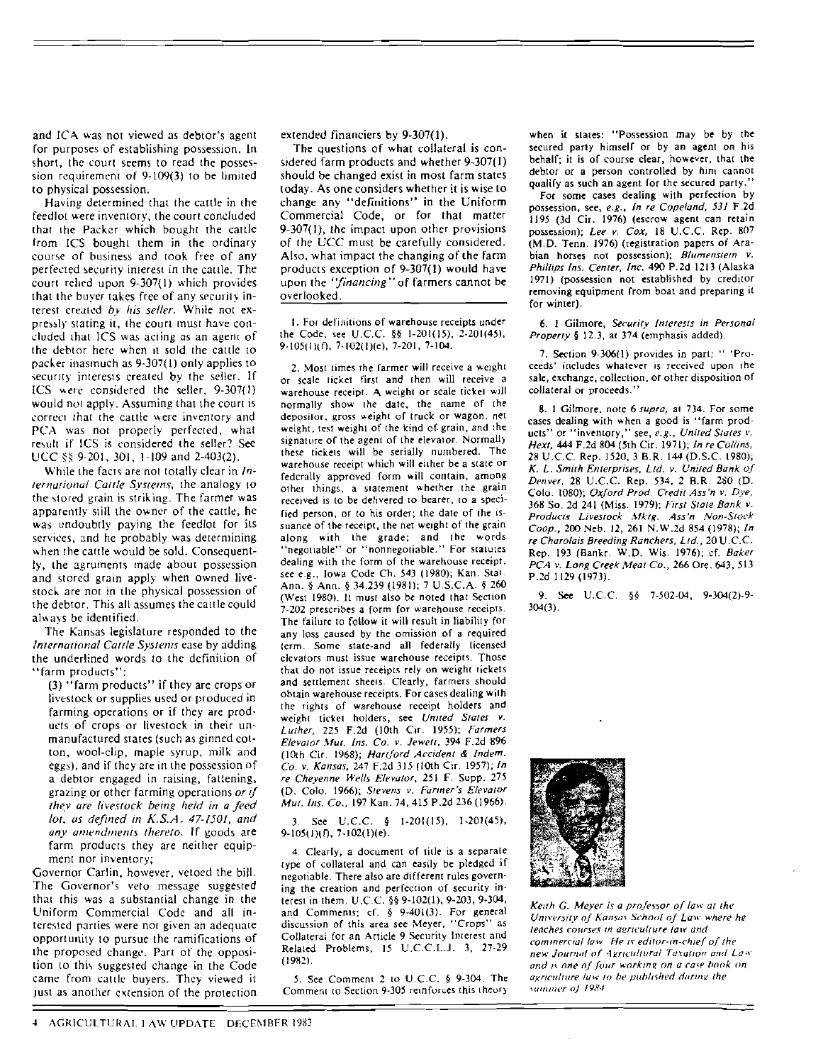and ICA was not viewed as debtor's agent for purposes of establishing possession. In short, the court seems to read the possession requirement of 9-109(3) to be limited to physical possession.

Having determined that the cattle in the feedlot were inventory, the court concluded that the Packer which bought the cattle from ICS bought them in the ordinary course of business and took free of any perfected security interest in the cattle. The court relied upon 9-307(1) which provides that the buyer takes free of any security interest created *by his seller*. While not expressly stating it, the court must have concluded that ICS was acting as an agent of the debtor here when it sold the cattle to packer inasmuch as 9-307(1) only applies to security interests created by the seller. If ICS were considered the seller, 9-307(1) would not apply. Assuming that the court is correct that the cattle were inventory and PCA was not properly perfected, what result if ICS is considered the seller? See UCC §§ 9-201, 301, 1-109 and 2-403(2).

While the facts are not totally clear in *International Cattle Systems*, the analogy to the stored grain is striking. The farmer was apparently still the owner of the cattle, he was undoubtly paying the feedlot for its services, and he probably was determining when the cattle would be sold. Consequently, the agruments made about possession and stored grain apply when owned livestock are not in the physical possession of the debtor. This all assumes the cattle could always be identified.

The Kansas legislature responded to the *International Cattle Systems* case by adding the underlined words to the definition of "farm products":

> (3) "farm products" if they are crops or livestock or supplies used or produced in farming operations or if they are products of crops or livestock in their unmanufactured states (such as ginned cotton, wool-clip, maple syrup, milk and eggs), and if they are in the possession of a debtor engaged in raising, fattening, grazing or other farming operations *or if they are livestock being held in a feed lot, as defined in K.S.A. 47-1501, and any amendments thereto*. If goods are farm products they are neither equipment nor inventory;

Governor Carlin, however, vetoed the bill. The Governor's veto message suggested that this was a substantial change in the Uniform Commercial Code and all interested parties were not given an adequate opportunity to pursue the ramifications of the proposed change. Part of the opposition to this suggested change in the Code came from cattle buyers. They viewed it just as another extension of the protection extended financiers by 9-307(1).

The questions of what collateral is considered farm products and whether 9-307(1) should be changed exist in most farm states today. As one considers whether it is wise to change any "definitions" in the Uniform Commercial Code, or for that matter 9-307(1), the impact upon other provisions of the UCC must be carefully considered. Also, what impact the changing of the farm products exception of 9-307(1) would have upon the *"financing"* of farmers cannot be overlooked.

---

1. For definitions of warehouse receipts under the Code, see U.C.C. §§ 1-201(15), 2-201(45), 9-105(1)(f), 7-102(1)(e), 7-201, 7-104.

2. Most times the farmer will receive a weight or scale ticket first and then will receive a warehouse receipt. A weight or scale ticket will normally show the date, the name of the depositor, gross weight of truck or wagon, net weight, test weight of the kind of grain, and the signature of the agent of the elevator. Normally these tickets will be serially numbered. The warehouse receipt which will either be a state or federally approved form will contain, among other things, a statement whether the grain received is to be delivered to bearer, to a specified person, or to his order; the date of the issuance of the receipt, the net weight of the grain along with the grade; and the words "negotiable" or "nonnegotiable." For statutes dealing with the form of the warehouse receipt, see e.g., Iowa Code Ch. 543 (1980); Kan. Stat. Ann. § Ann. § 34.239 (1981); 7 U.S.C.A. § 260 (West 1980). It must also be noted that Section 7-202 prescribes a form for warehouse receipts. The failure to follow it will result in liability for any loss caused by the omission of a required term. Some state-and all federally licensed elevators must issue warehouse receipts. Those that do not issue receipts rely on weight tickets and settlement sheets. Clearly, farmers should obtain warehouse receipts. For cases dealing with the rights of warehouse receipt holders and weight ticket holders, see *United States v. Luther*, 225 F.2d (10th Cir. 1955); *Farmers Elevator Mut. Ins. Co. v. Jewett*, 394 F.2d 896 (10th Cir. 1968); *Hartford Accident & Indem. Co. v. Kansas*, 247 F.2d 315 (10th Cir. 1957); *In re Cheyenne Wells Elevator*, 251 F. Supp. 275 (D. Colo. 1966); *Stevens v. Farmer's Elevator Mut. Ins. Co.*, 197 Kan. 74, 415 P.2d 236 (1966).

3. See U.C.C. § 1-201(15), 1-201(45), 9-105(1)(f), 7-102(1)(e).

4. Clearly, a document of title is a separate type of collateral and can easily be pledged if negotiable. There also are different rules governing the creation and perfection of security interest in them. U.C.C. §§ 9-102(1), 9-203, 9-304, and Comments; cf. § 9-401(3). For general discussion of this area see Meyer, "Crops" as Collateral for an Article 9 Security Interest and Related Problems, 15 U.C.C.L.J. 3, 27-29 (1982).

5. See Comment 2 to U.C.C. § 9-304. The Comment to Section 9-305 reinforces this theory when it states: "Possession may be by the secured party himself or by an agent on his behalf; it is of course clear, however, that the debtor or a person controlled by him cannot qualify as such an agent for the secured party."

For some cases dealing with perfection by possession, see, *e.g., In re Copeland*, 531 F.2d 1195 (3d Cir. 1976) (escrow agent can retain possession); *Lee v. Cox*, 18 U.C.C. Rep. 807 (M.D. Tenn. 1976) (registration papers of Arabian horses not possession); *Blumenstein v. Phillips Ins. Center, Inc.* 490 P.2d 1213 (Alaska 1971) (possession not established by creditor removing equipment from boat and preparing it for winter).

6. 1 Gilmore, *Security Interests in Personal Property* § 12.3, at 374 (emphasis added).

7. Section 9-306(1) provides in part: " 'Proceeds' includes whatever is received upon the sale, exchange, collection, or other disposition of collateral or proceeds."

8. 1 Gilmore, note 6 *supra*, at 734. For some cases dealing with when a good is "farm products" or "inventory," see, *e.g., United States v. Hext*, 444 F.2d 804 (5th Cir. 1971); *In re Collins*, 28 U.C.C. Rep. 1520, 3 B.R. 144 (D.S.C. 1980); *K. L. Smith Enterprises, Ltd. v. United Bank of Denver*, 28 U.C.C. Rep. 534, 2 B.R. 280 (D. Colo. 1080); *Oxford Prod. Credit Ass'n v. Dye*, 368 So. 2d 241 (Miss. 1979); *First State Bank v. Products Livestock Mktg. Ass'n Non-Stock Coop.*, 200 Neb. 12, 261 N.W.2d 854 (1978); *In re Charolais Breeding Ranchers, Ltd.*, 20 U.C.C. Rep. 193 (Bankr. W.D. Wis. 1976); cf. *Baker PCA v. Long Creek Meat Co.*, 266 Ore. 643, 513 P.2d 1129 (1973).

9. See U.C.C. §§ 7-502-04, 9-304(2)-9-304(3).

*Keith G. Meyer is a professor of law at the University of Kansas School of Law where he teaches courses in agriculture law and commercial law. He is editor-in-chief of the new Journal of Agricultural Taxation and Law and is one of four working on a case book on agriculture law to be published during the summer of 1984.*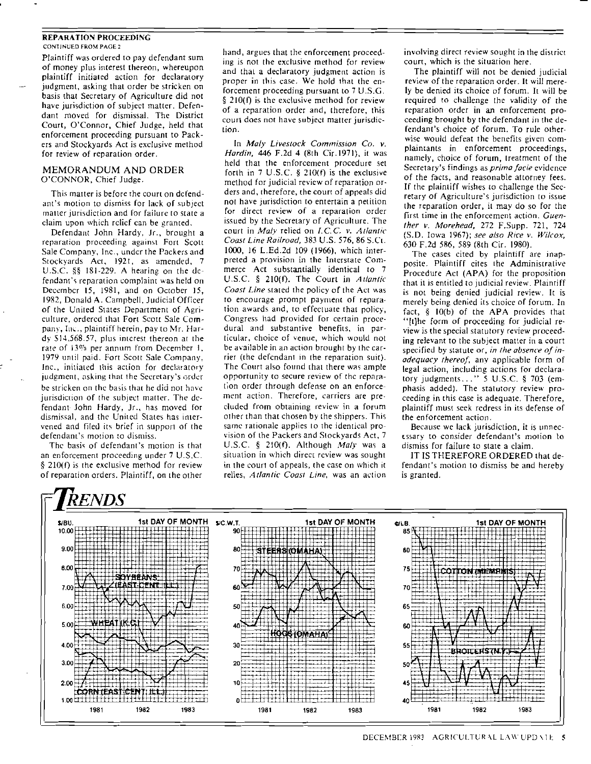#### REPARATION PROCEEDING
CONTINUED FROM PAGE 2

Plaintiff was ordered to pay defendant sum of money plus interest thereon, whereupon plaintiff initiated action for declaratory judgment, asking that order be stricken on basis that Secretary of Agriculture did not have jurisdiction of subject matter. Defendant moved for dismissal. The District Court, O'Connor, Chief Judge, held that enforcement proceeding pursuant to Packers and Stockyards Act is exclusive method for review of reparation order.

## MEMORANDUM AND ORDER

O'CONNOR, Chief Judge.

This matter is before the court on defendant's motion to dismiss for lack of subject matter jurisdiction and for failure to state a claim upon which relief can be granted.

Defendant John Hardy, Jr., brought a reparation proceeding against Fort Scott Sale Company, Inc., under the Packers and Stockyards Act, 1921, as amended, 7 U.S.C. §§ 181-229. A hearing on the defendant's reparation complaint was held on December 15, 1981, and on October 15, 1982, Donald A. Campbell, Judicial Officer of the United States Department of Agriculture, ordered that Fort Scott Sale Company, Inc., plaintiff herein, pay to Mr. Hardy $14,568.57, plus interest thereon at the rate of 13% per annum from December 1, 1979 until paid. Fort Scott Sale Company, Inc., initiated this action for declaratory judgment, asking that the Secretary's order be stricken on the basis that he did not have jurisdiction of the subject matter. The defendant John Hardy, Jr., has moved for dismissal, and the United States has intervened and filed its brief in support of the defendant's motion to dismiss.

The basis of defendant's motion is that an enforcement proceeding under 7 U.S.C. § 210(f) is the exclusive method for review of reparation orders. Plaintiff, on the other hand, argues that the enforcement proceeding is not the exclusive method for review and that a declaratory judgment action is proper in this case. We hold that the enforcement proceeding pursuant to 7 U.S.G. § 210(f) is the exclusive method for review of a reparation order and, therefore, this court does not have subject matter jurisdiction.

In *Maly Livestock Commission Co. v. Hardin*, 446 F.2d 4 (8th Cir.1971), it was held that the enforcement procedure set forth in 7 U.S.C. § 210(f) is the exclusive method for judicial review of reparation orders and, therefore, the court of appeals did not have jurisdiction to entertain a petition for direct review of a reparation order issued by the Secretary of Agriculture. The court in *Maly* relied on *I.C.C. v. Atlantic Coast Line Railroad*, 383 U.S. 576, 86 S.Ct. 1000, 16 L.Ed.2d 109 (1966), which interpreted a provision in the Interstate Commerce Act substantially identical to 7 U.S.C. § 210(f). The Court in *Atlantic Coast Line* stated the policy of the Act was to encourage prompt payment of reparation awards and, to effectuate that policy, Congress had provided for certain procedural and substantive benefits, in particular, choice of venue, which would not be available in an action brought by the carrier (the defendant in the reparation suit). The Court also found that there was ample opportunity to secure review of the reparation order through defense on an enforcement action. Therefore, carriers are precluded from obtaining review in a forum other than that chosen by the shippers. This same rationale applies to the identical provision of the Packers and Stockyards Act, 7 U.S.C. § 210(f). Although *Maly* was a situation in which direct review was sought in the court of appeals, the case on which it relies, *Atlantic Coast Line*, was an action involving direct review sought in the district court, which is the situation here.

The plaintiff will not be denied judicial review of the reparation order. It will merely be denied its choice of forum. It will be required to challenge the validity of the reparation order in an enforcement proceeding brought by the defendant in the defendant's choice of forum. To rule otherwise would defeat the benefits given complainants in enforcement proceedings, namely, choice of forum, treatment of the Secretary's findings as *prima facie* evidence of the facts, and reasonable attorney fees. If the plaintiff wishes to challenge the Secretary of Agriculture's jurisdiction to issue the reparation order, it may do so for the first time in the enforcement action. *Guenther v. Morehead*, 272 F.Supp. 721, 724 (S.D. Iowa 1967); *see also Rice v. Wilcox*, 630 F.2d 586, 589 (8th Cir. 1980).

The cases cited by plaintiff are inapposite. Plaintiff cites the Administrative Procedure Act (APA) for the proposition that it is entitled to judicial review. Plaintiff is not being denied judicial review. It is merely being denied its choice of forum. In fact, § 10(b) of the APA provides that "[t]he form of proceeding for judicial review is the special statutory review proceeding relevant to the subject matter in a court specified by statute or, *in the absence of inadequacy thereof*, any applicable form of legal action, including actions for declaratory judgments..." 5 U.S.C. § 703 (emphasis added). The statutory review proceeding in this case is adequate. Therefore, plaintiff must seek redress in its defense of the enforcement action.

Because we lack jurisdiction, it is unnecessary to consider defendant's motion to dismiss for failure to state a claim.

IT IS THEREFORE ORDERED that defendant's motion to dismiss be and hereby is granted.

## TRENDS

1st DAY OF MONTH — $/BU. — SOYBEANS (EAST CENT. ILL.), WHEAT (K.C.), CORN (EAST CENT. ILL.) — 1981, 1982, 1983

1st DAY OF MONTH — $/C.W.T. — STEERS (OMAHA), HOGS (OMAHA) — 1981, 1982, 1983

1st DAY OF MONTH — ¢/LB. — COTTON (MEMPHIS), BROILERS (N.Y.) — 1981, 1982, 1983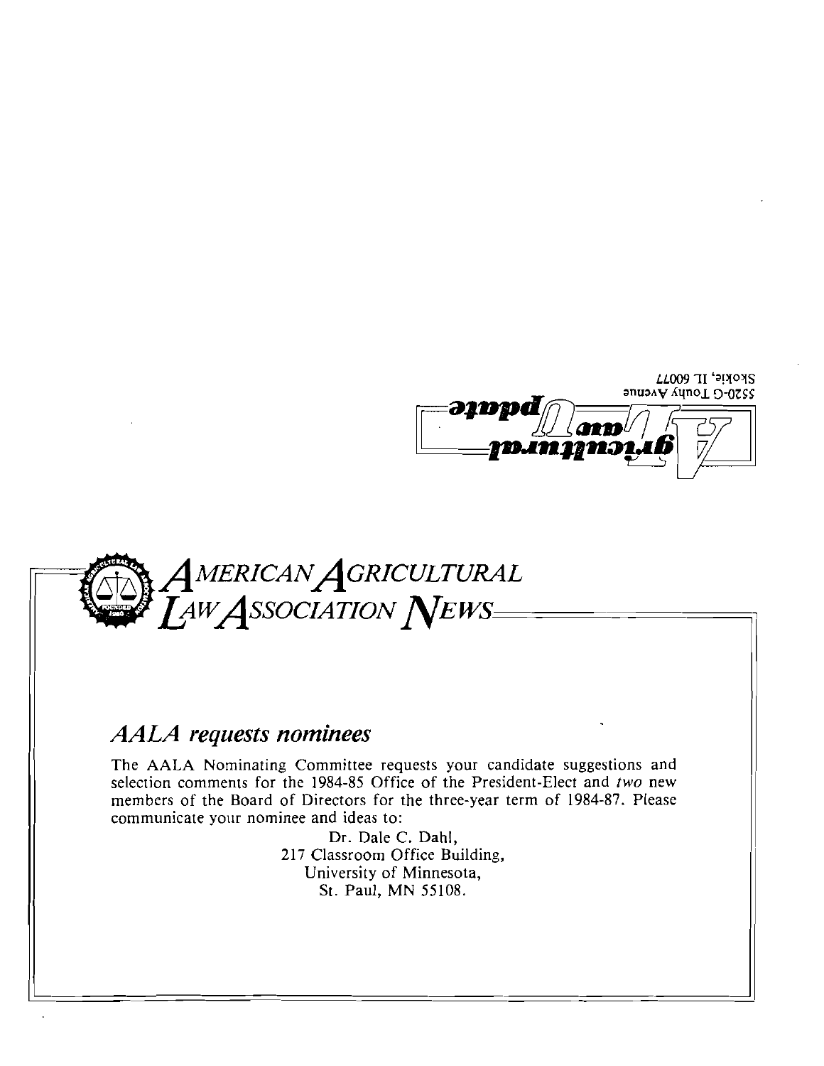Agricultural Law Update
5520-G Touhy Avenue
Skokie, IL 60077

# American Agricultural Law Association News

## *AALA requests nominees*

The AALA Nominating Committee requests your candidate suggestions and selection comments for the 1984-85 Office of the President-Elect and *two* new members of the Board of Directors for the three-year term of 1984-87. Please communicate your nominee and ideas to:

Dr. Dale C. Dahl,
217 Classroom Office Building,
University of Minnesota,
St. Paul, MN 55108.